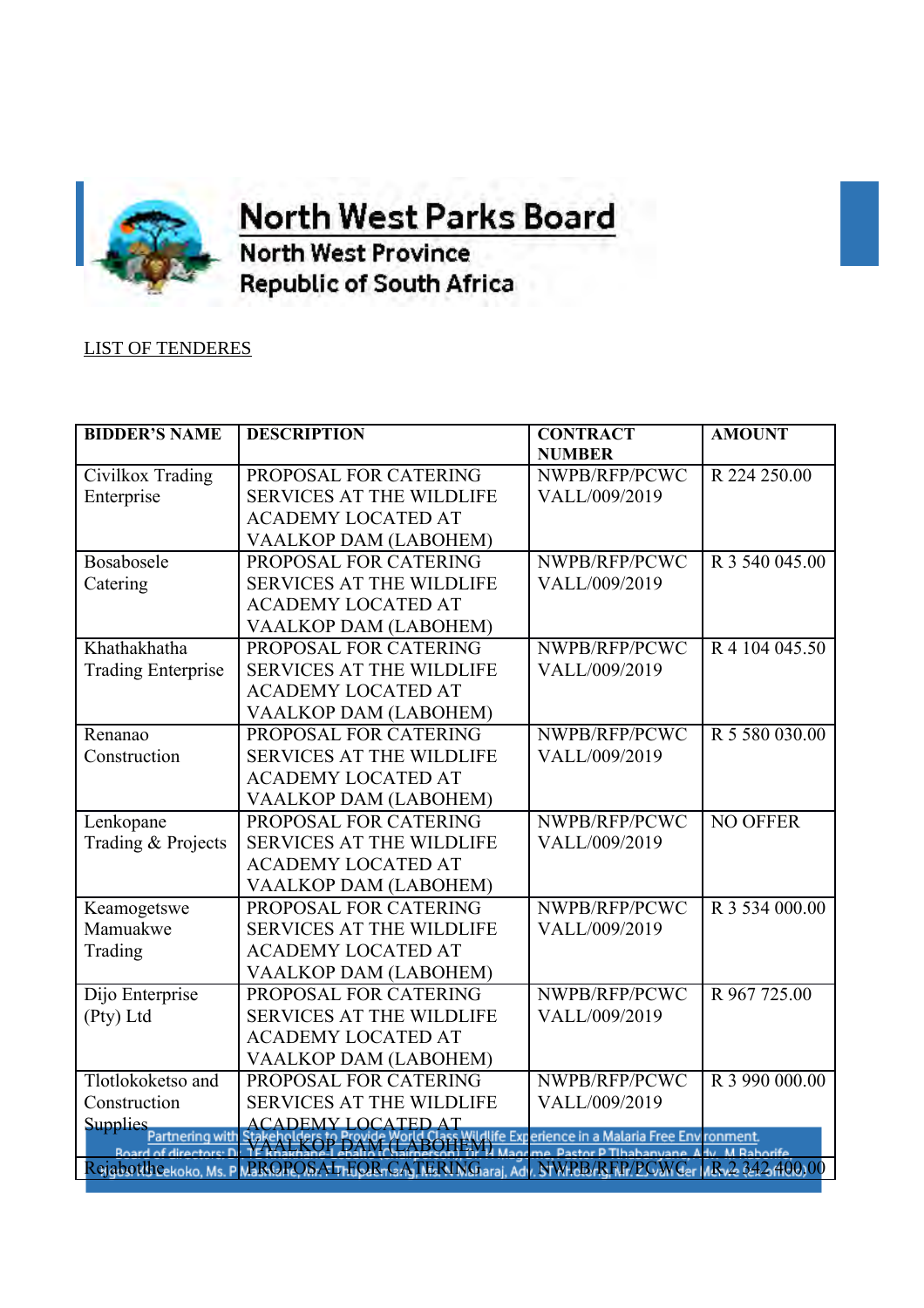# North West Parks Board

North West Province
Republic of South Africa

LIST OF TENDERES

| BIDDER'S NAME | DESCRIPTION | CONTRACT NUMBER | AMOUNT |
|---|---|---|---|
| Civilkox Trading Enterprise | PROPOSAL FOR CATERING SERVICES AT THE WILDLIFE ACADEMY LOCATED AT VAALKOP DAM (LABOHEM) | NWPB/RFP/PCWC VALL/009/2019 | R 224 250.00 |
| Bosabosele Catering | PROPOSAL FOR CATERING SERVICES AT THE WILDLIFE ACADEMY LOCATED AT VAALKOP DAM (LABOHEM) | NWPB/RFP/PCWC VALL/009/2019 | R 3 540 045.00 |
| Khathakhatha Trading Enterprise | PROPOSAL FOR CATERING SERVICES AT THE WILDLIFE ACADEMY LOCATED AT VAALKOP DAM (LABOHEM) | NWPB/RFP/PCWC VALL/009/2019 | R 4 104 045.50 |
| Renanao Construction | PROPOSAL FOR CATERING SERVICES AT THE WILDLIFE ACADEMY LOCATED AT VAALKOP DAM (LABOHEM) | NWPB/RFP/PCWC VALL/009/2019 | R 5 580 030.00 |
| Lenkopane Trading & Projects | PROPOSAL FOR CATERING SERVICES AT THE WILDLIFE ACADEMY LOCATED AT VAALKOP DAM (LABOHEM) | NWPB/RFP/PCWC VALL/009/2019 | NO OFFER |
| Keamogetswe Mamuakwe Trading | PROPOSAL FOR CATERING SERVICES AT THE WILDLIFE ACADEMY LOCATED AT VAALKOP DAM (LABOHEM) | NWPB/RFP/PCWC VALL/009/2019 | R 3 534 000.00 |
| Dijo Enterprise (Pty) Ltd | PROPOSAL FOR CATERING SERVICES AT THE WILDLIFE ACADEMY LOCATED AT VAALKOP DAM (LABOHEM) | NWPB/RFP/PCWC VALL/009/2019 | R 967 725.00 |
| Tlotlokoketso and Construction Supplies | PROPOSAL FOR CATERING SERVICES AT THE WILDLIFE ACADEMY LOCATED AT VAALKOP DAM (LABOHEM) | NWPB/RFP/PCWC VALL/009/2019 | R 3 990 000.00 |
| Rejabotlhe | PROPOSAL FOR CATERING | NWPB/RFP/PCWC | R 2 342 400.00 |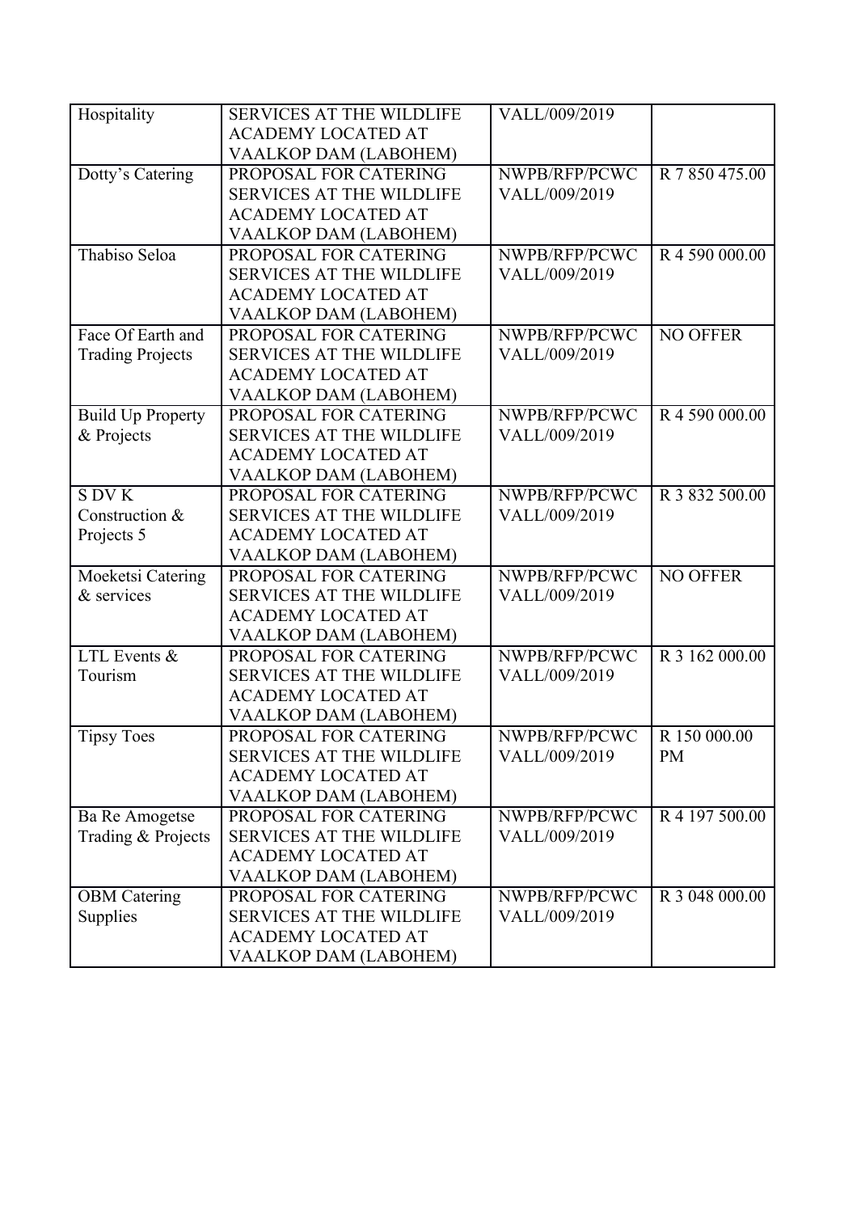| | | | |
|---|---|---|---|
| Hospitality | SERVICES AT THE WILDLIFE ACADEMY LOCATED AT VAALKOP DAM (LABOHEM) | VALL/009/2019 | |
| Dotty's Catering | PROPOSAL FOR CATERING SERVICES AT THE WILDLIFE ACADEMY LOCATED AT VAALKOP DAM (LABOHEM) | NWPB/RFP/PCWC VALL/009/2019 | R 7 850 475.00 |
| Thabiso Seloa | PROPOSAL FOR CATERING SERVICES AT THE WILDLIFE ACADEMY LOCATED AT VAALKOP DAM (LABOHEM) | NWPB/RFP/PCWC VALL/009/2019 | R 4 590 000.00 |
| Face Of Earth and Trading Projects | PROPOSAL FOR CATERING SERVICES AT THE WILDLIFE ACADEMY LOCATED AT VAALKOP DAM (LABOHEM) | NWPB/RFP/PCWC VALL/009/2019 | NO OFFER |
| Build Up Property & Projects | PROPOSAL FOR CATERING SERVICES AT THE WILDLIFE ACADEMY LOCATED AT VAALKOP DAM (LABOHEM) | NWPB/RFP/PCWC VALL/009/2019 | R 4 590 000.00 |
| S DV K Construction & Projects 5 | PROPOSAL FOR CATERING SERVICES AT THE WILDLIFE ACADEMY LOCATED AT VAALKOP DAM (LABOHEM) | NWPB/RFP/PCWC VALL/009/2019 | R 3 832 500.00 |
| Moeketsi Catering & services | PROPOSAL FOR CATERING SERVICES AT THE WILDLIFE ACADEMY LOCATED AT VAALKOP DAM (LABOHEM) | NWPB/RFP/PCWC VALL/009/2019 | NO OFFER |
| LTL Events & Tourism | PROPOSAL FOR CATERING SERVICES AT THE WILDLIFE ACADEMY LOCATED AT VAALKOP DAM (LABOHEM) | NWPB/RFP/PCWC VALL/009/2019 | R 3 162 000.00 |
| Tipsy Toes | PROPOSAL FOR CATERING SERVICES AT THE WILDLIFE ACADEMY LOCATED AT VAALKOP DAM (LABOHEM) | NWPB/RFP/PCWC VALL/009/2019 | R 150 000.00 PM |
| Ba Re Amogetse Trading & Projects | PROPOSAL FOR CATERING SERVICES AT THE WILDLIFE ACADEMY LOCATED AT VAALKOP DAM (LABOHEM) | NWPB/RFP/PCWC VALL/009/2019 | R 4 197 500.00 |
| OBM Catering Supplies | PROPOSAL FOR CATERING SERVICES AT THE WILDLIFE ACADEMY LOCATED AT VAALKOP DAM (LABOHEM) | NWPB/RFP/PCWC VALL/009/2019 | R 3 048 000.00 |